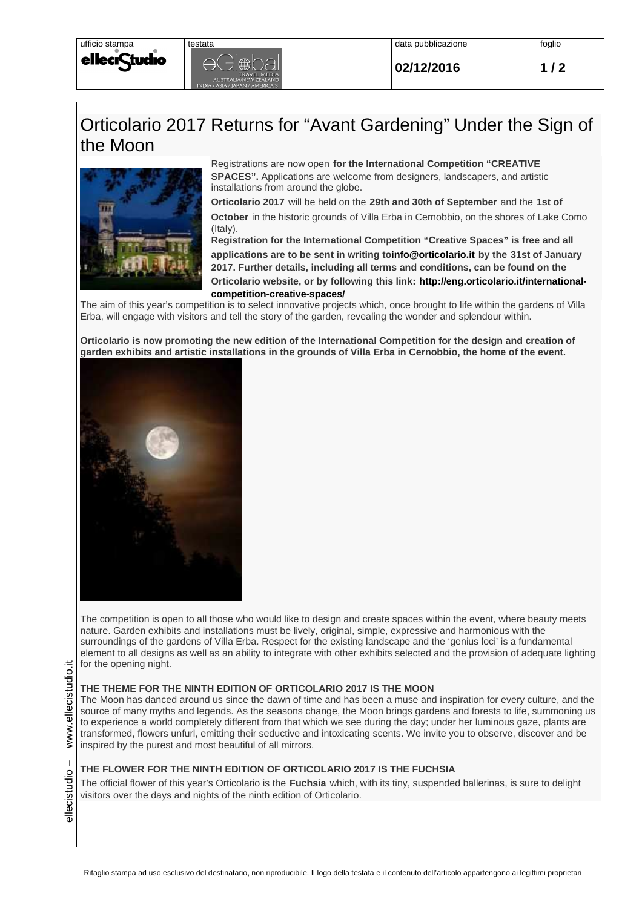# Orticolario 2017 Returns for "Avant Gardening" Under the Sign of the Moon

Registrations are now open **for the International Competition "CREATIVE SPACES".** Applications are welcome from designers, landscapers, and artistic installations from around the globe.

**Orticolario 2017** will be held on the **29th and 30th of September** and the **1st of October** in the historic grounds of Villa Erba in Cernobbio, on the shores of Lake Como (Italy).

**Registration for the International Competition "Creative Spaces" is free and all applications are to be sent in writing toinfo@orticolario.it by the 31st of January 2017. Further details, including all terms and conditions, can be found on the Orticolario website, or by following this link: http://eng.orticolario.it/international-competition-creative-spaces/**

The aim of this year's competition is to select innovative projects which, once brought to life within the gardens of Villa Erba, will engage with visitors and tell the story of the garden, revealing the wonder and splendour within.

**Orticolario is now promoting the new edition of the International Competition for the design and creation of garden exhibits and artistic installations in the grounds of Villa Erba in Cernobbio, the home of the event.**

The competition is open to all those who would like to design and create spaces within the event, where beauty meets nature. Garden exhibits and installations must be lively, original, simple, expressive and harmonious with the surroundings of the gardens of Villa Erba. Respect for the existing landscape and the 'genius loci' is a fundamental element to all designs as well as an ability to integrate with other exhibits selected and the provision of adequate lighting for the opening night.

### THE THEME FOR THE NINTH EDITION OF ORTICOLARIO 2017 IS THE MOON

The Moon has danced around us since the dawn of time and has been a muse and inspiration for every culture, and the source of many myths and legends. As the seasons change, the Moon brings gardens and forests to life, summoning us to experience a world completely different from that which we see during the day; under her luminous gaze, plants are transformed, flowers unfurl, emitting their seductive and intoxicating scents. We invite you to observe, discover and be inspired by the purest and most beautiful of all mirrors.

### THE FLOWER FOR THE NINTH EDITION OF ORTICOLARIO 2017 IS THE FUCHSIA

The official flower of this year's Orticolario is the **Fuchsia** which, with its tiny, suspended ballerinas, is sure to delight visitors over the days and nights of the ninth edition of Orticolario.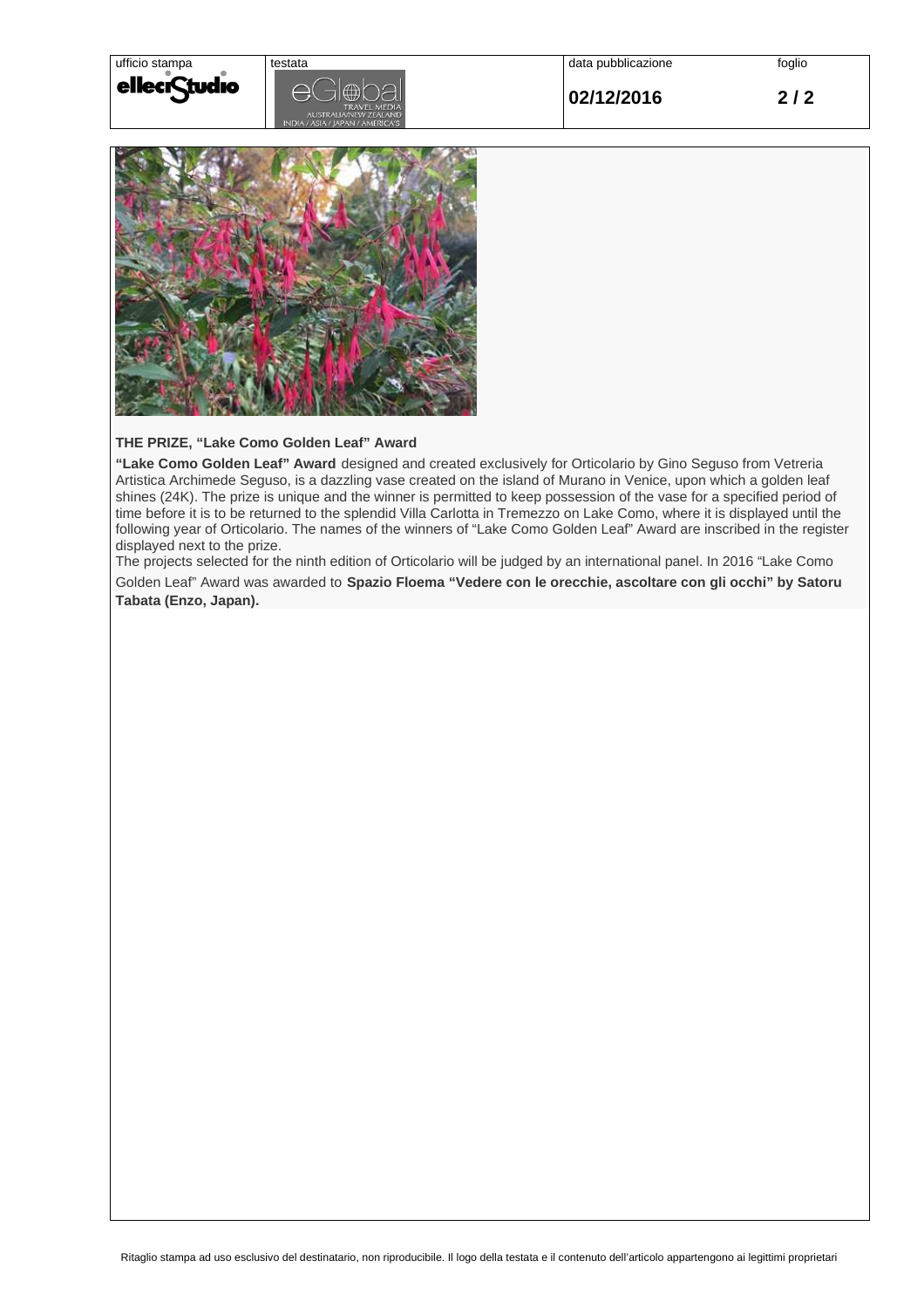**THE PRIZE, "Lake Como Golden Leaf" Award**

**"Lake Como Golden Leaf" Award** designed and created exclusively for Orticolario by Gino Seguso from Vetreria Artistica Archimede Seguso, is a dazzling vase created on the island of Murano in Venice, upon which a golden leaf shines (24K). The prize is unique and the winner is permitted to keep possession of the vase for a specified period of time before it is to be returned to the splendid Villa Carlotta in Tremezzo on Lake Como, where it is displayed until the following year of Orticolario. The names of the winners of "Lake Como Golden Leaf" Award are inscribed in the register displayed next to the prize.

The projects selected for the ninth edition of Orticolario will be judged by an international panel. In 2016 "Lake Como Golden Leaf" Award was awarded to **Spazio Floema "Vedere con le orecchie, ascoltare con gli occhi" by Satoru Tabata (Enzo, Japan).**